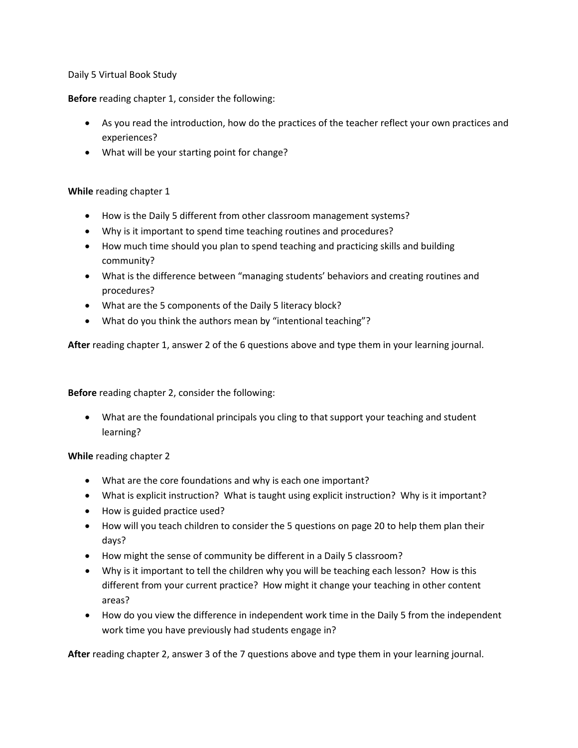Daily 5 Virtual Book Study

**Before** reading chapter 1, consider the following:

- As you read the introduction, how do the practices of the teacher reflect your own practices and experiences?
- What will be your starting point for change?

**While** reading chapter 1

- How is the Daily 5 different from other classroom management systems?
- Why is it important to spend time teaching routines and procedures?
- How much time should you plan to spend teaching and practicing skills and building community?
- What is the difference between "managing students' behaviors and creating routines and procedures?
- What are the 5 components of the Daily 5 literacy block?
- What do you think the authors mean by "intentional teaching"?

**After** reading chapter 1, answer 2 of the 6 questions above and type them in your learning journal.

**Before** reading chapter 2, consider the following:

- What are the foundational principals you cling to that support your teaching and student learning?

**While** reading chapter 2

- What are the core foundations and why is each one important?
- What is explicit instruction? What is taught using explicit instruction? Why is it important?
- How is guided practice used?
- How will you teach children to consider the 5 questions on page 20 to help them plan their days?
- How might the sense of community be different in a Daily 5 classroom?
- Why is it important to tell the children why you will be teaching each lesson? How is this different from your current practice? How might it change your teaching in other content areas?
- How do you view the difference in independent work time in the Daily 5 from the independent work time you have previously had students engage in?

**After** reading chapter 2, answer 3 of the 7 questions above and type them in your learning journal.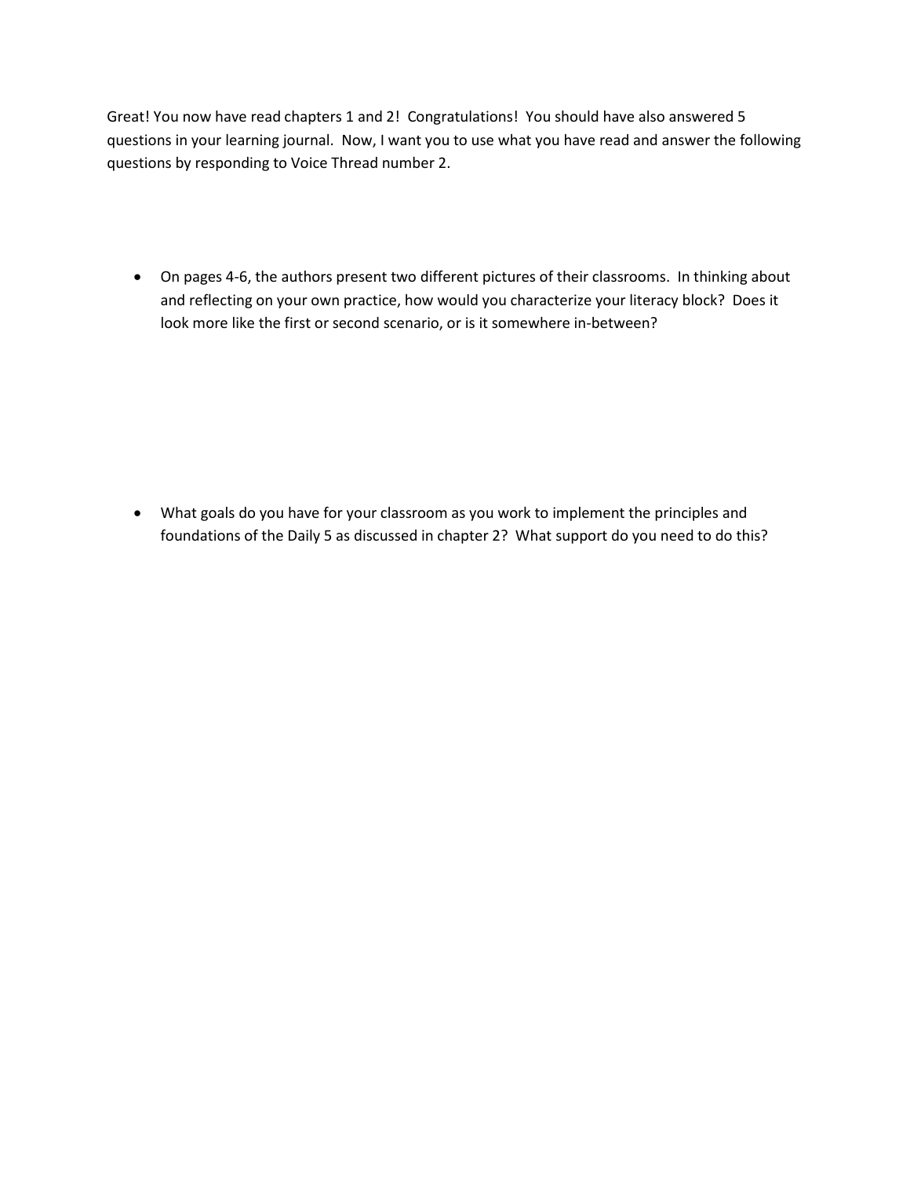Great! You now have read chapters 1 and 2! Congratulations! You should have also answered 5 questions in your learning journal. Now, I want you to use what you have read and answer the following questions by responding to Voice Thread number 2.

- On pages 4-6, the authors present two different pictures of their classrooms. In thinking about and reflecting on your own practice, how would you characterize your literacy block? Does it look more like the first or second scenario, or is it somewhere in-between?

- What goals do you have for your classroom as you work to implement the principles and foundations of the Daily 5 as discussed in chapter 2? What support do you need to do this?